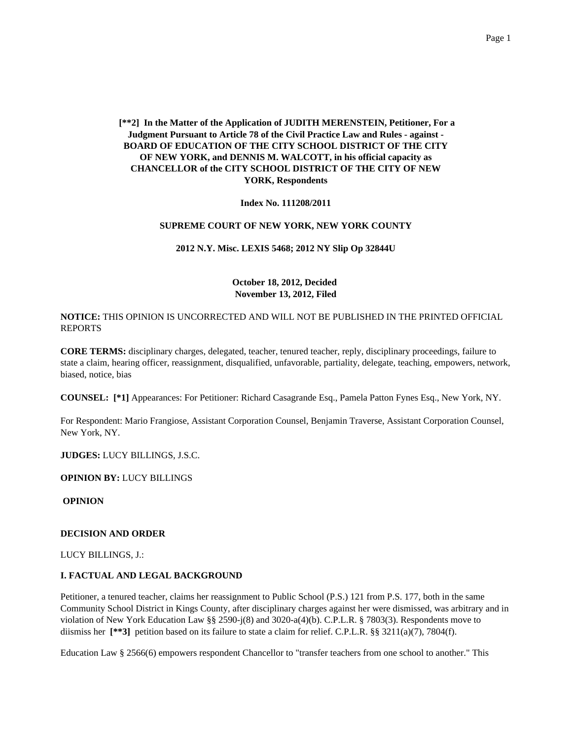**[**2] In the Matter of the Application of JUDITH MERENSTEIN, Petitioner, For a Judgment Pursuant to Article 78 of the Civil Practice Law and Rules - against - BOARD OF EDUCATION OF THE CITY SCHOOL DISTRICT OF THE CITY OF NEW YORK, and DENNIS M. WALCOTT, in his official capacity as CHANCELLOR of the CITY SCHOOL DISTRICT OF THE CITY OF NEW YORK, Respondents**

**Index No. 111208/2011**

**SUPREME COURT OF NEW YORK, NEW YORK COUNTY**

**2012 N.Y. Misc. LEXIS 5468; 2012 NY Slip Op 32844U**

**October 18, 2012, Decided**
**November 13, 2012, Filed**

**NOTICE:** THIS OPINION IS UNCORRECTED AND WILL NOT BE PUBLISHED IN THE PRINTED OFFICIAL REPORTS

**CORE TERMS:** disciplinary charges, delegated, teacher, tenured teacher, reply, disciplinary proceedings, failure to state a claim, hearing officer, reassignment, disqualified, unfavorable, partiality, delegate, teaching, empowers, network, biased, notice, bias

**COUNSEL:** **[*1]** Appearances: For Petitioner: Richard Casagrande Esq., Pamela Patton Fynes Esq., New York, NY.

For Respondent: Mario Frangiose, Assistant Corporation Counsel, Benjamin Traverse, Assistant Corporation Counsel, New York, NY.

**JUDGES:** LUCY BILLINGS, J.S.C.

**OPINION BY:** LUCY BILLINGS

**OPINION**

**DECISION AND ORDER**

LUCY BILLINGS, J.:

**I. FACTUAL AND LEGAL BACKGROUND**

Petitioner, a tenured teacher, claims her reassignment to Public School (P.S.) 121 from P.S. 177, both in the same Community School District in Kings County, after disciplinary charges against her were dismissed, was arbitrary and in violation of New York Education Law §§ 2590-j(8) and 3020-a(4)(b). C.P.L.R. § 7803(3). Respondents move to diismiss her **[**3]** petition based on its failure to state a claim for relief. C.P.L.R. §§ 3211(a)(7), 7804(f).

Education Law § 2566(6) empowers respondent Chancellor to "transfer teachers from one school to another." This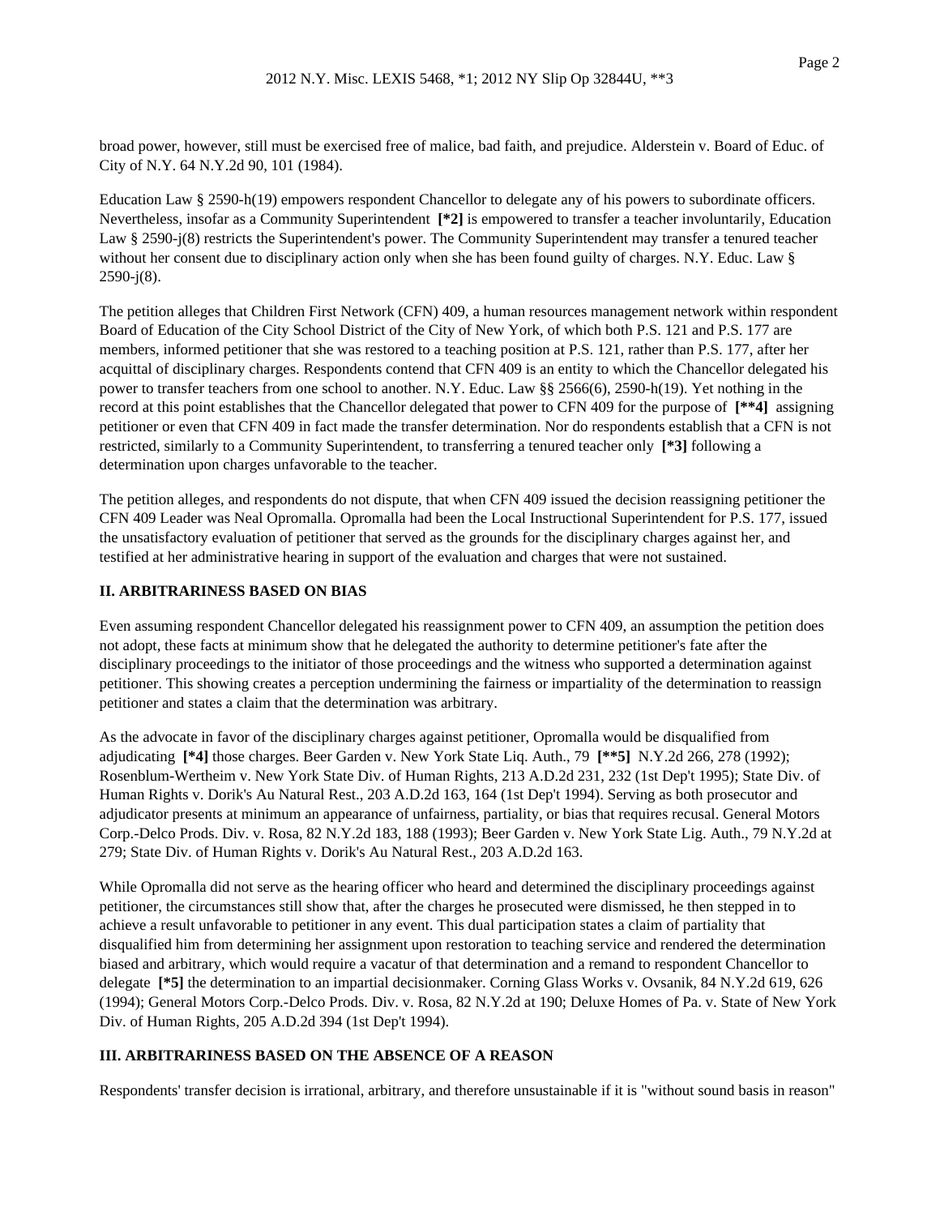broad power, however, still must be exercised free of malice, bad faith, and prejudice. Alderstein v. Board of Educ. of City of N.Y. 64 N.Y.2d 90, 101 (1984).

Education Law § 2590-h(19) empowers respondent Chancellor to delegate any of his powers to subordinate officers. Nevertheless, insofar as a Community Superintendent **[*2]** is empowered to transfer a teacher involuntarily, Education Law § 2590-j(8) restricts the Superintendent's power. The Community Superintendent may transfer a tenured teacher without her consent due to disciplinary action only when she has been found guilty of charges. N.Y. Educ. Law § 2590-j(8).

The petition alleges that Children First Network (CFN) 409, a human resources management network within respondent Board of Education of the City School District of the City of New York, of which both P.S. 121 and P.S. 177 are members, informed petitioner that she was restored to a teaching position at P.S. 121, rather than P.S. 177, after her acquittal of disciplinary charges. Respondents contend that CFN 409 is an entity to which the Chancellor delegated his power to transfer teachers from one school to another. N.Y. Educ. Law §§ 2566(6), 2590-h(19). Yet nothing in the record at this point establishes that the Chancellor delegated that power to CFN 409 for the purpose of **[**4]** assigning petitioner or even that CFN 409 in fact made the transfer determination. Nor do respondents establish that a CFN is not restricted, similarly to a Community Superintendent, to transferring a tenured teacher only **[*3]** following a determination upon charges unfavorable to the teacher.

The petition alleges, and respondents do not dispute, that when CFN 409 issued the decision reassigning petitioner the CFN 409 Leader was Neal Opromalla. Opromalla had been the Local Instructional Superintendent for P.S. 177, issued the unsatisfactory evaluation of petitioner that served as the grounds for the disciplinary charges against her, and testified at her administrative hearing in support of the evaluation and charges that were not sustained.

## II. ARBITRARINESS BASED ON BIAS

Even assuming respondent Chancellor delegated his reassignment power to CFN 409, an assumption the petition does not adopt, these facts at minimum show that he delegated the authority to determine petitioner's fate after the disciplinary proceedings to the initiator of those proceedings and the witness who supported a determination against petitioner. This showing creates a perception undermining the fairness or impartiality of the determination to reassign petitioner and states a claim that the determination was arbitrary.

As the advocate in favor of the disciplinary charges against petitioner, Opromalla would be disqualified from adjudicating **[*4]** those charges. Beer Garden v. New York State Liq. Auth., 79 **[**5]** N.Y.2d 266, 278 (1992); Rosenblum-Wertheim v. New York State Div. of Human Rights, 213 A.D.2d 231, 232 (1st Dep't 1995); State Div. of Human Rights v. Dorik's Au Natural Rest., 203 A.D.2d 163, 164 (1st Dep't 1994). Serving as both prosecutor and adjudicator presents at minimum an appearance of unfairness, partiality, or bias that requires recusal. General Motors Corp.-Delco Prods. Div. v. Rosa, 82 N.Y.2d 183, 188 (1993); Beer Garden v. New York State Liq. Auth., 79 N.Y.2d at 279; State Div. of Human Rights v. Dorik's Au Natural Rest., 203 A.D.2d 163.

While Opromalla did not serve as the hearing officer who heard and determined the disciplinary proceedings against petitioner, the circumstances still show that, after the charges he prosecuted were dismissed, he then stepped in to achieve a result unfavorable to petitioner in any event. This dual participation states a claim of partiality that disqualified him from determining her assignment upon restoration to teaching service and rendered the determination biased and arbitrary, which would require a vacatur of that determination and a remand to respondent Chancellor to delegate **[*5]** the determination to an impartial decisionmaker. Corning Glass Works v. Ovsanik, 84 N.Y.2d 619, 626 (1994); General Motors Corp.-Delco Prods. Div. v. Rosa, 82 N.Y.2d at 190; Deluxe Homes of Pa. v. State of New York Div. of Human Rights, 205 A.D.2d 394 (1st Dep't 1994).

## III. ARBITRARINESS BASED ON THE ABSENCE OF A REASON

Respondents' transfer decision is irrational, arbitrary, and therefore unsustainable if it is "without sound basis in reason"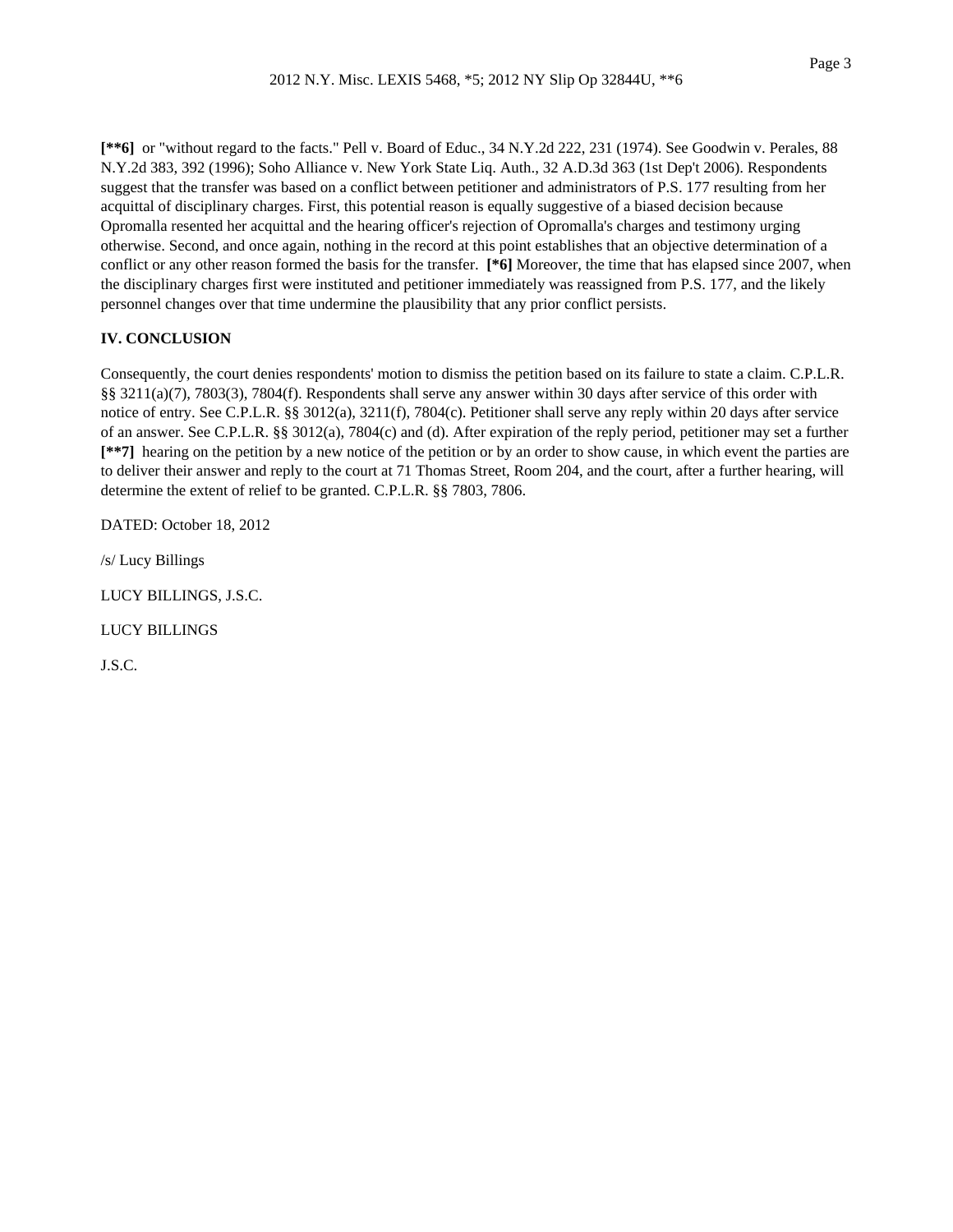**[**6]** or "without regard to the facts." Pell v. Board of Educ., 34 N.Y.2d 222, 231 (1974). See Goodwin v. Perales, 88 N.Y.2d 383, 392 (1996); Soho Alliance v. New York State Liq. Auth., 32 A.D.3d 363 (1st Dep't 2006). Respondents suggest that the transfer was based on a conflict between petitioner and administrators of P.S. 177 resulting from her acquittal of disciplinary charges. First, this potential reason is equally suggestive of a biased decision because Opromalla resented her acquittal and the hearing officer's rejection of Opromalla's charges and testimony urging otherwise. Second, and once again, nothing in the record at this point establishes that an objective determination of a conflict or any other reason formed the basis for the transfer. **[*6]** Moreover, the time that has elapsed since 2007, when the disciplinary charges first were instituted and petitioner immediately was reassigned from P.S. 177, and the likely personnel changes over that time undermine the plausibility that any prior conflict persists.

**IV. CONCLUSION**

Consequently, the court denies respondents' motion to dismiss the petition based on its failure to state a claim. C.P.L.R. §§ 3211(a)(7), 7803(3), 7804(f). Respondents shall serve any answer within 30 days after service of this order with notice of entry. See C.P.L.R. §§ 3012(a), 3211(f), 7804(c). Petitioner shall serve any reply within 20 days after service of an answer. See C.P.L.R. §§ 3012(a), 7804(c) and (d). After expiration of the reply period, petitioner may set a further **[**7]** hearing on the petition by a new notice of the petition or by an order to show cause, in which event the parties are to deliver their answer and reply to the court at 71 Thomas Street, Room 204, and the court, after a further hearing, will determine the extent of relief to be granted. C.P.L.R. §§ 7803, 7806.

DATED: October 18, 2012

/s/ Lucy Billings

LUCY BILLINGS, J.S.C.

LUCY BILLINGS

J.S.C.